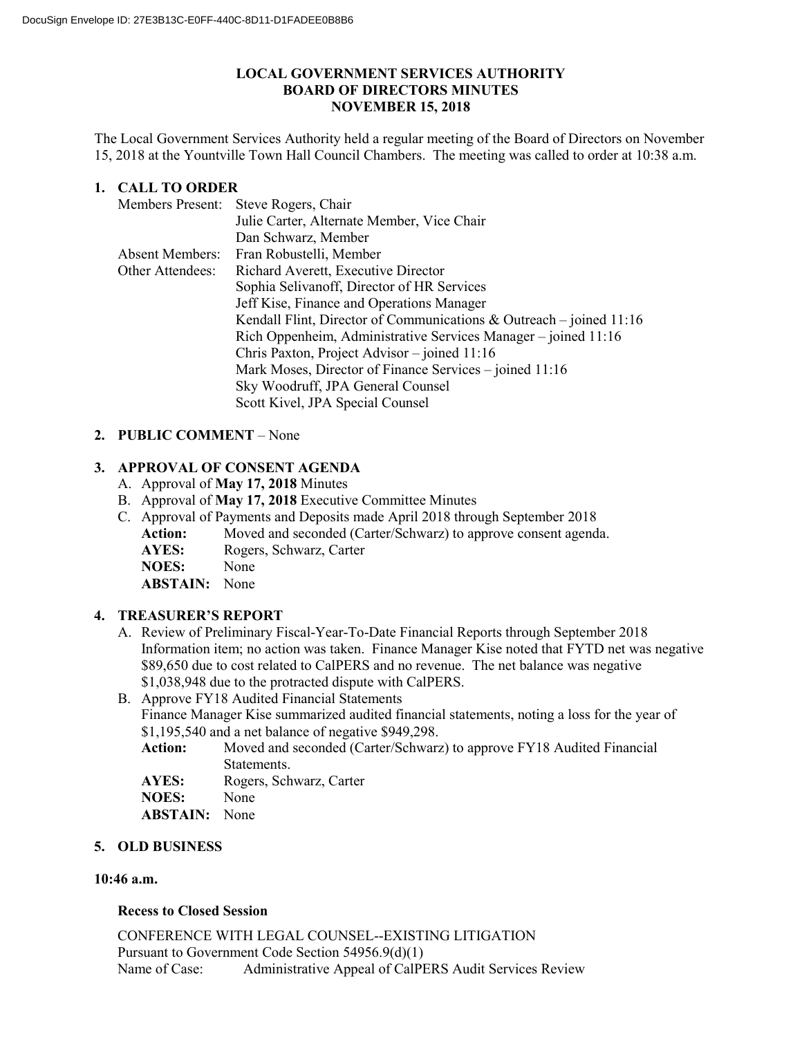# LOCAL GOVERNMENT SERVICES AUTHORITY
## BOARD OF DIRECTORS MINUTES
## NOVEMBER 15, 2018

The Local Government Services Authority held a regular meeting of the Board of Directors on November 15, 2018 at the Yountville Town Hall Council Chambers. The meeting was called to order at 10:38 a.m.

**1. CALL TO ORDER**

Members Present: Steve Rogers, Chair
Julie Carter, Alternate Member, Vice Chair
Dan Schwarz, Member

Absent Members: Fran Robustelli, Member

Other Attendees: Richard Averett, Executive Director
Sophia Selivanoff, Director of HR Services
Jeff Kise, Finance and Operations Manager
Kendall Flint, Director of Communications & Outreach – joined 11:16
Rich Oppenheim, Administrative Services Manager – joined 11:16
Chris Paxton, Project Advisor – joined 11:16
Mark Moses, Director of Finance Services – joined 11:16
Sky Woodruff, JPA General Counsel
Scott Kivel, JPA Special Counsel

**2. PUBLIC COMMENT** – None

**3. APPROVAL OF CONSENT AGENDA**

A. Approval of **May 17, 2018** Minutes
B. Approval of **May 17, 2018** Executive Committee Minutes
C. Approval of Payments and Deposits made April 2018 through September 2018

**Action:** Moved and seconded (Carter/Schwarz) to approve consent agenda.
**AYES:** Rogers, Schwarz, Carter
**NOES:** None
**ABSTAIN:** None

**4. TREASURER'S REPORT**

A. Review of Preliminary Fiscal-Year-To-Date Financial Reports through September 2018
Information item; no action was taken. Finance Manager Kise noted that FYTD net was negative $89,650 due to cost related to CalPERS and no revenue. The net balance was negative $1,038,948 due to the protracted dispute with CalPERS.

B. Approve FY18 Audited Financial Statements
Finance Manager Kise summarized audited financial statements, noting a loss for the year of $1,195,540 and a net balance of negative $949,298.

**Action:** Moved and seconded (Carter/Schwarz) to approve FY18 Audited Financial Statements.
**AYES:** Rogers, Schwarz, Carter
**NOES:** None
**ABSTAIN:** None

**5. OLD BUSINESS**

**10:46 a.m.**

**Recess to Closed Session**

CONFERENCE WITH LEGAL COUNSEL--EXISTING LITIGATION
Pursuant to Government Code Section 54956.9(d)(1)
Name of Case: Administrative Appeal of CalPERS Audit Services Review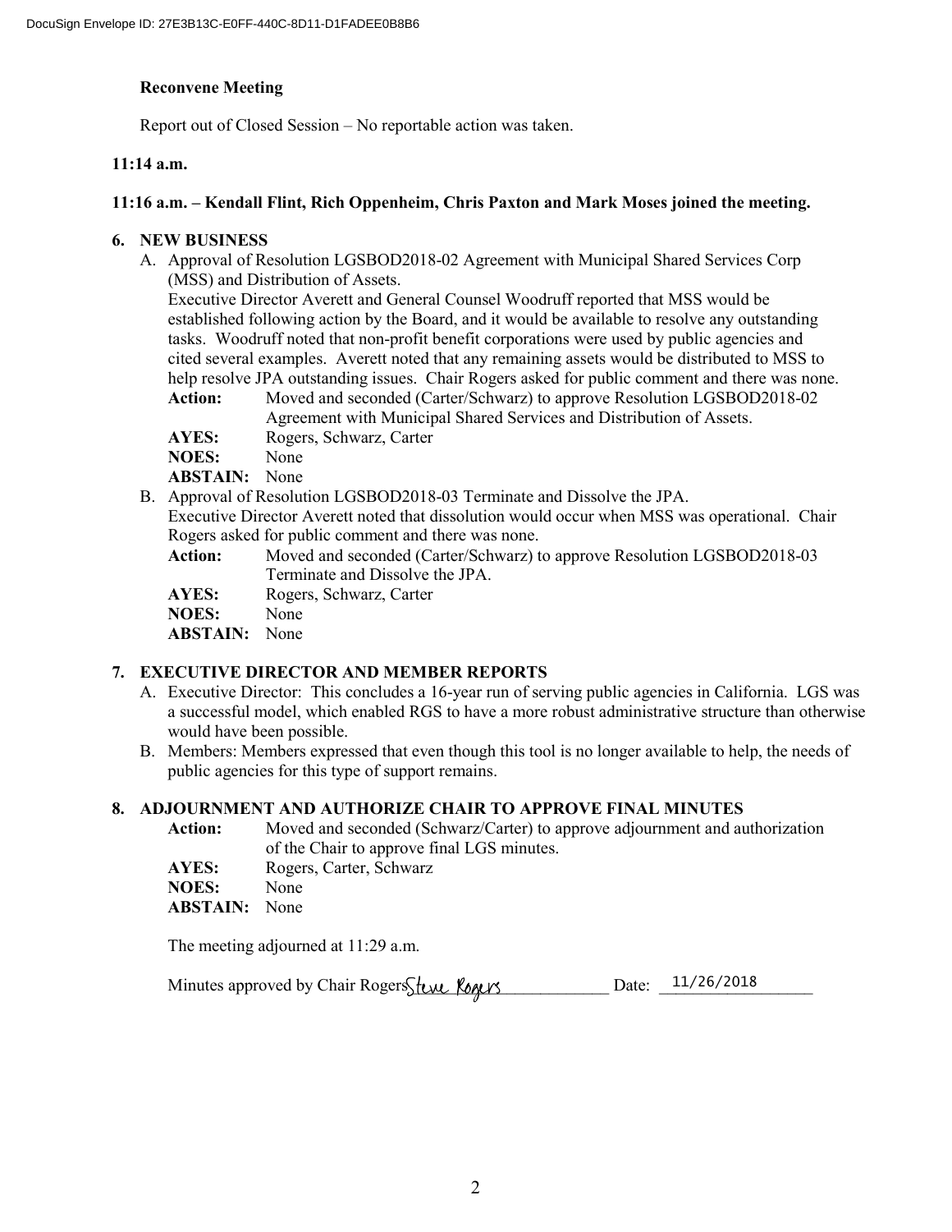**Reconvene Meeting**

Report out of Closed Session – No reportable action was taken.

**11:14 a.m.**

**11:16 a.m. – Kendall Flint, Rich Oppenheim, Chris Paxton and Mark Moses joined the meeting.**

**6. NEW BUSINESS**

A. Approval of Resolution LGSBOD2018-02 Agreement with Municipal Shared Services Corp (MSS) and Distribution of Assets.
Executive Director Averett and General Counsel Woodruff reported that MSS would be established following action by the Board, and it would be available to resolve any outstanding tasks. Woodruff noted that non-profit benefit corporations were used by public agencies and cited several examples. Averett noted that any remaining assets would be distributed to MSS to help resolve JPA outstanding issues. Chair Rogers asked for public comment and there was none.

**Action:** Moved and seconded (Carter/Schwarz) to approve Resolution LGSBOD2018-02 Agreement with Municipal Shared Services and Distribution of Assets.
**AYES:** Rogers, Schwarz, Carter
**NOES:** None
**ABSTAIN:** None

B. Approval of Resolution LGSBOD2018-03 Terminate and Dissolve the JPA.
Executive Director Averett noted that dissolution would occur when MSS was operational. Chair Rogers asked for public comment and there was none.

**Action:** Moved and seconded (Carter/Schwarz) to approve Resolution LGSBOD2018-03 Terminate and Dissolve the JPA.
**AYES:** Rogers, Schwarz, Carter
**NOES:** None
**ABSTAIN:** None

**7. EXECUTIVE DIRECTOR AND MEMBER REPORTS**

A. Executive Director: This concludes a 16-year run of serving public agencies in California. LGS was a successful model, which enabled RGS to have a more robust administrative structure than otherwise would have been possible.

B. Members: Members expressed that even though this tool is no longer available to help, the needs of public agencies for this type of support remains.

**8. ADJOURNMENT AND AUTHORIZE CHAIR TO APPROVE FINAL MINUTES**

**Action:** Moved and seconded (Schwarz/Carter) to approve adjournment and authorization of the Chair to approve final LGS minutes.
**AYES:** Rogers, Carter, Schwarz
**NOES:** None
**ABSTAIN:** None

The meeting adjourned at 11:29 a.m.

Minutes approved by Chair Rogers Steve Rogers Date: 11/26/2018